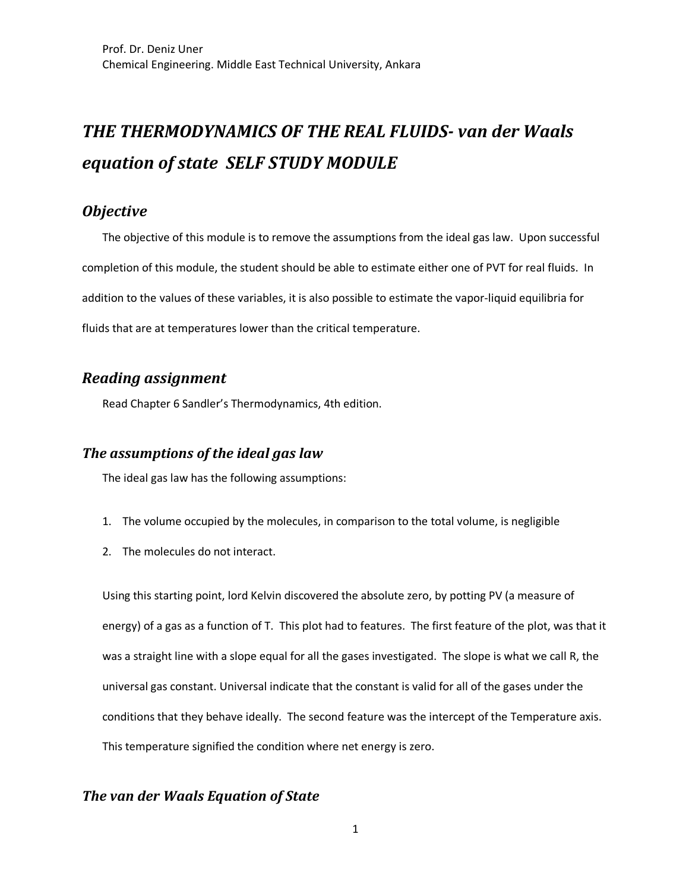Prof. Dr. Deniz Uner
Chemical Engineering. Middle East Technical University, Ankara

# *THE THERMODYNAMICS OF THE REAL FLUIDS- van der Waals equation of state SELF STUDY MODULE*

## *Objective*

The objective of this module is to remove the assumptions from the ideal gas law. Upon successful completion of this module, the student should be able to estimate either one of PVT for real fluids. In addition to the values of these variables, it is also possible to estimate the vapor-liquid equilibria for fluids that are at temperatures lower than the critical temperature.

## *Reading assignment*

Read Chapter 6 Sandler's Thermodynamics, 4th edition.

## *The assumptions of the ideal gas law*

The ideal gas law has the following assumptions:

1. The volume occupied by the molecules, in comparison to the total volume, is negligible
2. The molecules do not interact.

Using this starting point, lord Kelvin discovered the absolute zero, by potting PV (a measure of energy) of a gas as a function of T. This plot had to features. The first feature of the plot, was that it was a straight line with a slope equal for all the gases investigated. The slope is what we call R, the universal gas constant. Universal indicate that the constant is valid for all of the gases under the conditions that they behave ideally. The second feature was the intercept of the Temperature axis. This temperature signified the condition where net energy is zero.

## *The van der Waals Equation of State*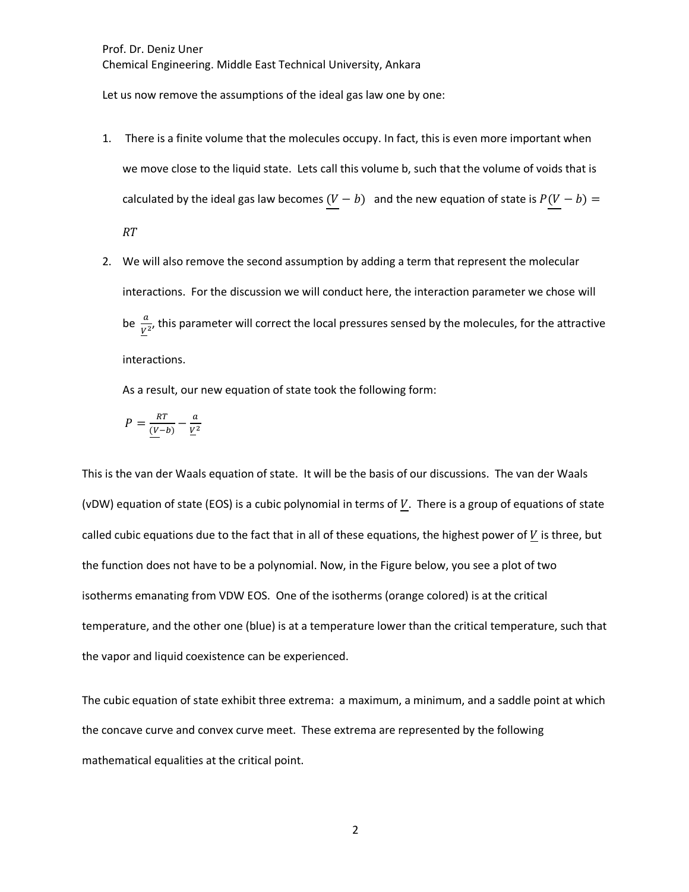Prof. Dr. Deniz Uner
Chemical Engineering. Middle East Technical University, Ankara

Let us now remove the assumptions of the ideal gas law one by one:

1. There is a finite volume that the molecules occupy. In fact, this is even more important when we move close to the liquid state. Lets call this volume b, such that the volume of voids that is calculated by the ideal gas law becomes $(\underline{V} - b)$ and the new equation of state is $P(\underline{V} - b) = RT$

2. We will also remove the second assumption by adding a term that represent the molecular interactions. For the discussion we will conduct here, the interaction parameter we chose will be $\frac{a}{\underline{V}^2}$, this parameter will correct the local pressures sensed by the molecules, for the attractive interactions.

   As a result, our new equation of state took the following form:

   $$P = \frac{RT}{(\underline{V} - b)} - \frac{a}{\underline{V}^2}$$

This is the van der Waals equation of state. It will be the basis of our discussions. The van der Waals (vDW) equation of state (EOS) is a cubic polynomial in terms of $\underline{V}$. There is a group of equations of state called cubic equations due to the fact that in all of these equations, the highest power of $\underline{V}$ is three, but the function does not have to be a polynomial. Now, in the Figure below, you see a plot of two isotherms emanating from VDW EOS. One of the isotherms (orange colored) is at the critical temperature, and the other one (blue) is at a temperature lower than the critical temperature, such that the vapor and liquid coexistence can be experienced.

The cubic equation of state exhibit three extrema: a maximum, a minimum, and a saddle point at which the concave curve and convex curve meet. These extrema are represented by the following mathematical equalities at the critical point.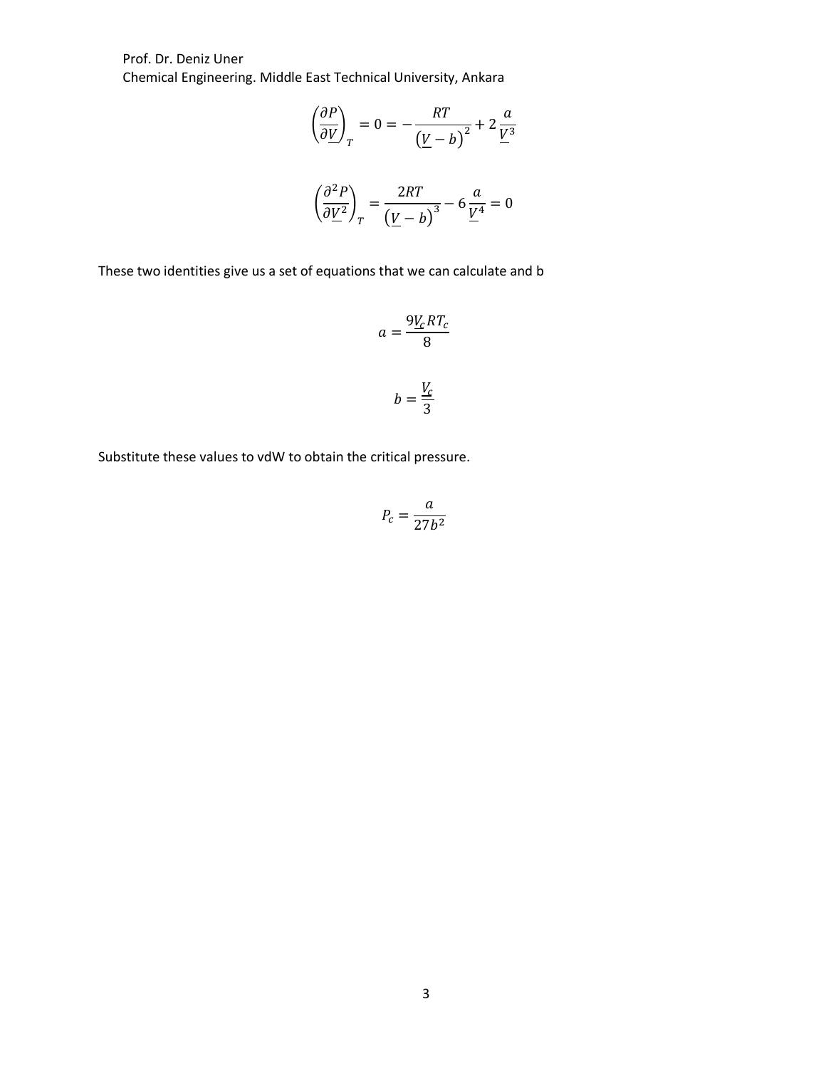$$\left(\frac{\partial P}{\partial \underline{V}}\right)_T = 0 = -\frac{RT}{\left(\underline{V} - b\right)^2} + 2\frac{a}{\underline{V}^3}$$

$$\left(\frac{\partial^2 P}{\partial \underline{V}^2}\right)_T = \frac{2RT}{\left(\underline{V} - b\right)^3} - 6\frac{a}{\underline{V}^4} = 0$$

These two identities give us a set of equations that we can calculate and b

$$a = \frac{9\underline{V}_c RT_c}{8}$$

$$b = \frac{\underline{V}_c}{3}$$

Substitute these values to vdW to obtain the critical pressure.

$$P_c = \frac{a}{27b^2}$$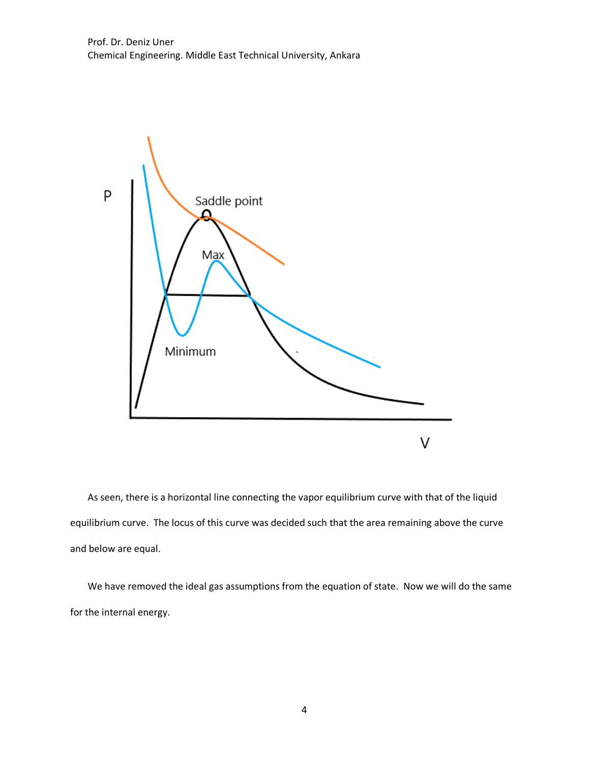As seen, there is a horizontal line connecting the vapor equilibrium curve with that of the liquid equilibrium curve. The locus of this curve was decided such that the area remaining above the curve and below are equal.

We have removed the ideal gas assumptions from the equation of state. Now we will do the same for the internal energy.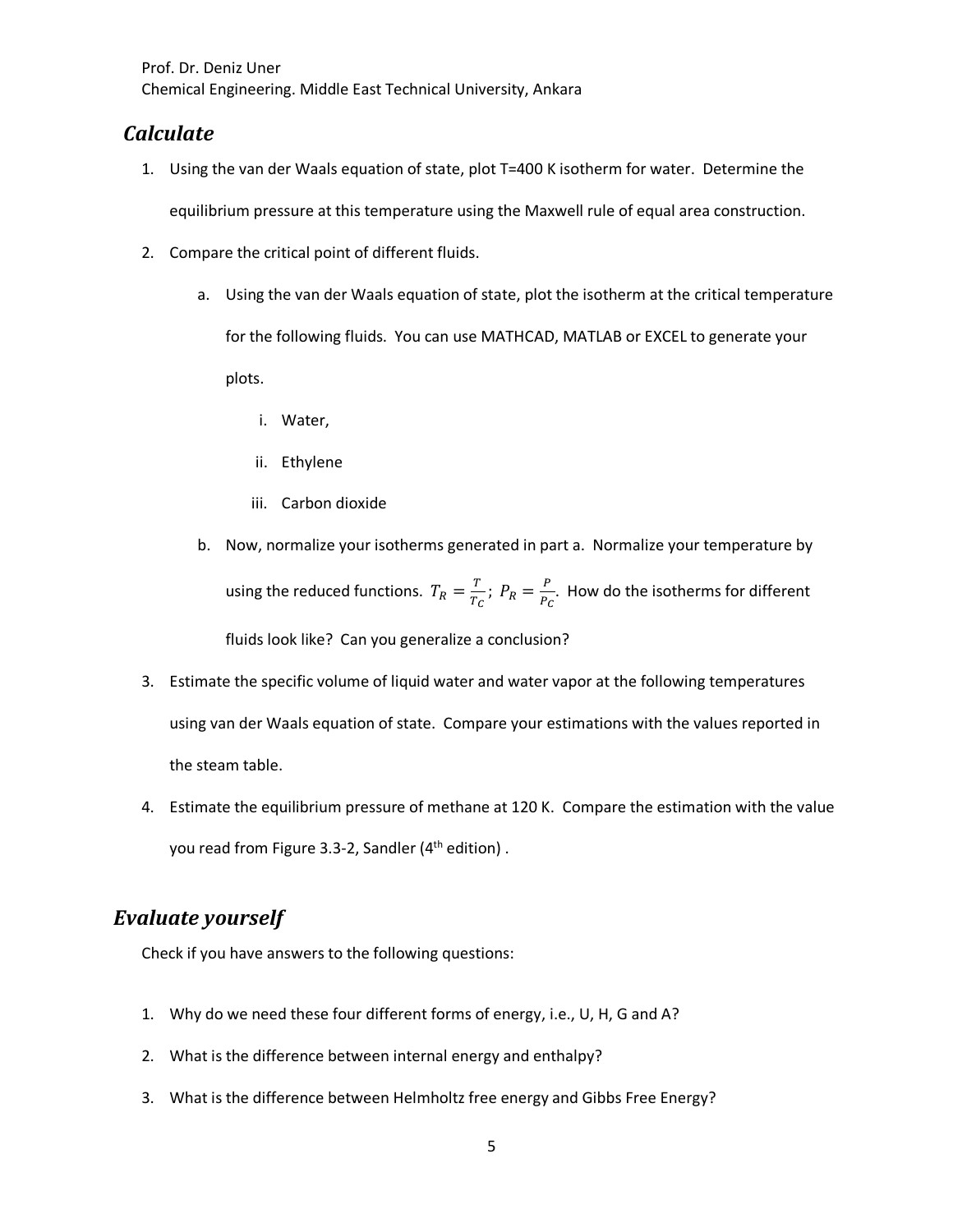## *Calculate*

1. Using the van der Waals equation of state, plot T=400 K isotherm for water. Determine the equilibrium pressure at this temperature using the Maxwell rule of equal area construction.
2. Compare the critical point of different fluids.
   a. Using the van der Waals equation of state, plot the isotherm at the critical temperature for the following fluids. You can use MATHCAD, MATLAB or EXCEL to generate your plots.
      i. Water,
      ii. Ethylene
      iii. Carbon dioxide
   b. Now, normalize your isotherms generated in part a. Normalize your temperature by using the reduced functions. $T_R = \frac{T}{T_C}$; $P_R = \frac{P}{P_C}$. How do the isotherms for different fluids look like? Can you generalize a conclusion?
3. Estimate the specific volume of liquid water and water vapor at the following temperatures using van der Waals equation of state. Compare your estimations with the values reported in the steam table.
4. Estimate the equilibrium pressure of methane at 120 K. Compare the estimation with the value you read from Figure 3.3-2, Sandler (4th edition) .

## *Evaluate yourself*

Check if you have answers to the following questions:

1. Why do we need these four different forms of energy, i.e., U, H, G and A?
2. What is the difference between internal energy and enthalpy?
3. What is the difference between Helmholtz free energy and Gibbs Free Energy?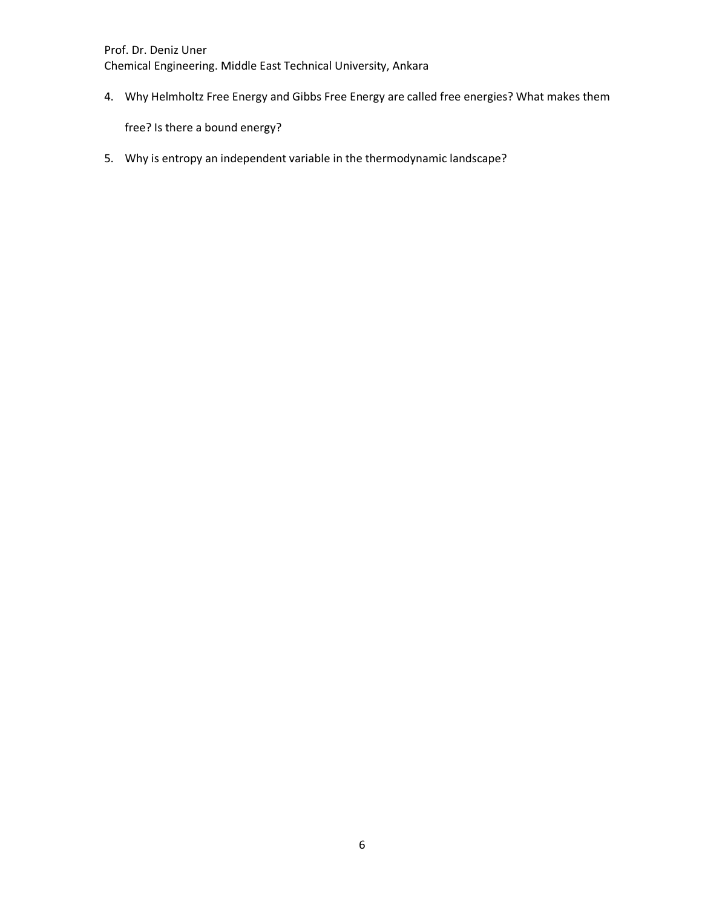4. Why Helmholtz Free Energy and Gibbs Free Energy are called free energies? What makes them free? Is there a bound energy?

5. Why is entropy an independent variable in the thermodynamic landscape?